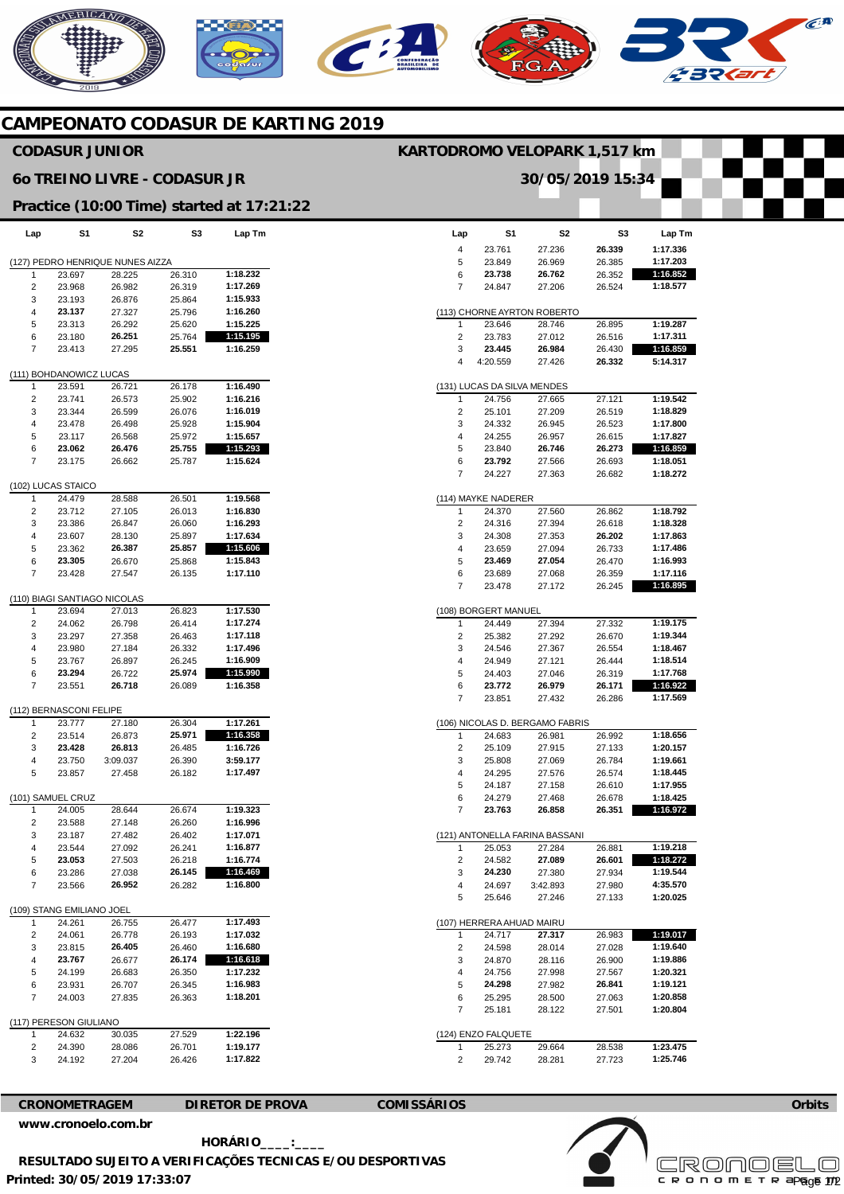# CAMPEONATO CODASUR DE KARTING 2019

## CODASUR JUNIOR

**KARTODROMO VELOPARK 1,517 km**

## 6o TREINO LIVRE - CODASUR JR

**30/05/2019 15:34**

**Practice (10:00 Time) started at 17:21:22**

| Lap | S1 | S2 | S3 | Lap Tm |
|---|---|---|---|---|
| **(127) PEDRO HENRIQUE NUNES AIZZA** | | | | |
| 1 | 23.697 | 28.225 | 26.310 | **1:18.232** |
| 2 | 23.968 | 26.982 | 26.319 | **1:17.269** |
| 3 | 23.193 | 26.876 | 25.864 | **1:15.933** |
| 4 | **23.137** | 27.327 | 25.796 | **1:16.260** |
| 5 | 23.313 | 26.292 | 25.620 | **1:15.225** |
| 6 | 23.180 | **26.251** | 25.764 | **1:15.195** |
| 7 | 23.413 | 27.295 | **25.551** | **1:16.259** |
| **(111) BOHDANOWICZ LUCAS** | | | | |
| 1 | 23.591 | 26.721 | 26.178 | **1:16.490** |
| 2 | 23.741 | 26.573 | 25.902 | **1:16.216** |
| 3 | 23.344 | 26.599 | 26.076 | **1:16.019** |
| 4 | 23.478 | 26.498 | 25.928 | **1:15.904** |
| 5 | 23.117 | 26.568 | 25.972 | **1:15.657** |
| 6 | **23.062** | **26.476** | **25.755** | **1:15.293** |
| 7 | 23.175 | 26.662 | 25.787 | **1:15.624** |
| **(102) LUCAS STAICO** | | | | |
| 1 | 24.479 | 28.588 | 26.501 | **1:19.568** |
| 2 | 23.712 | 27.105 | 26.013 | **1:16.830** |
| 3 | 23.386 | 26.847 | 26.060 | **1:16.293** |
| 4 | 23.607 | 28.130 | 25.897 | **1:17.634** |
| 5 | 23.362 | **26.387** | **25.857** | **1:15.606** |
| 6 | **23.305** | 26.670 | 25.868 | **1:15.843** |
| 7 | 23.428 | 27.547 | 26.135 | **1:17.110** |
| **(110) BIAGI SANTIAGO NICOLAS** | | | | |
| 1 | 23.694 | 27.013 | 26.823 | **1:17.530** |
| 2 | 24.062 | 26.798 | 26.414 | **1:17.274** |
| 3 | 23.297 | 27.358 | 26.463 | **1:17.118** |
| 4 | 23.980 | 27.184 | 26.332 | **1:17.496** |
| 5 | 23.767 | 26.897 | 26.245 | **1:16.909** |
| 6 | **23.294** | 26.722 | **25.974** | **1:15.990** |
| 7 | 23.551 | **26.718** | 26.089 | **1:16.358** |
| **(112) BERNASCONI FELIPE** | | | | |
| 1 | 23.777 | 27.180 | 26.304 | **1:17.261** |
| 2 | 23.514 | 26.873 | **25.971** | **1:16.358** |
| 3 | **23.428** | **26.813** | 26.485 | **1:16.726** |
| 4 | 23.750 | 3:09.037 | 26.390 | **3:59.177** |
| 5 | 23.857 | 27.458 | 26.182 | **1:17.497** |
| **(101) SAMUEL CRUZ** | | | | |
| 1 | 24.005 | 28.644 | 26.674 | **1:19.323** |
| 2 | 23.588 | 27.148 | 26.260 | **1:16.996** |
| 3 | 23.187 | 27.482 | 26.402 | **1:17.071** |
| 4 | 23.544 | 27.092 | 26.241 | **1:16.877** |
| 5 | **23.053** | 27.503 | 26.218 | **1:16.774** |
| 6 | 23.286 | 27.038 | **26.145** | **1:16.469** |
| 7 | 23.566 | **26.952** | 26.282 | **1:16.800** |
| **(109) STANG EMILIANO JOEL** | | | | |
| 1 | 24.261 | 26.755 | 26.477 | **1:17.493** |
| 2 | 24.061 | 26.778 | 26.193 | **1:17.032** |
| 3 | 23.815 | **26.405** | 26.460 | **1:16.680** |
| 4 | **23.767** | 26.677 | **26.174** | **1:16.618** |
| 5 | 24.199 | 26.683 | 26.350 | **1:17.232** |
| 6 | 23.931 | 26.707 | 26.345 | **1:16.983** |
| 7 | 24.003 | 27.835 | 26.363 | **1:18.201** |
| **(117) PERESON GIULIANO** | | | | |
| 1 | 24.632 | 30.035 | 27.529 | **1:22.196** |
| 2 | 24.390 | 28.086 | 26.701 | **1:19.177** |
| 3 | 24.192 | 27.204 | 26.426 | **1:17.822** |
| 4 | 23.761 | 27.236 | **26.339** | **1:17.336** |
| 5 | 23.849 | 26.969 | 26.385 | **1:17.203** |
| 6 | **23.738** | **26.762** | 26.352 | **1:16.852** |
| 7 | 24.847 | 27.206 | 26.524 | **1:18.577** |
| **(113) CHORNE AYRTON ROBERTO** | | | | |
| 1 | 23.646 | 28.746 | 26.895 | **1:19.287** |
| 2 | 23.783 | 27.012 | 26.516 | **1:17.311** |
| 3 | **23.445** | **26.984** | 26.430 | **1:16.859** |
| 4 | 4:20.559 | 27.426 | **26.332** | **5:14.317** |
| **(131) LUCAS DA SILVA MENDES** | | | | |
| 1 | 24.756 | 27.665 | 27.121 | **1:19.542** |
| 2 | 25.101 | 27.209 | 26.519 | **1:18.829** |
| 3 | 24.332 | 26.945 | 26.523 | **1:17.800** |
| 4 | 24.255 | 26.957 | 26.615 | **1:17.827** |
| 5 | 23.840 | **26.746** | **26.273** | **1:16.859** |
| 6 | **23.792** | 27.566 | 26.693 | **1:18.051** |
| 7 | 24.227 | 27.363 | 26.682 | **1:18.272** |
| **(114) MAYKE NADERER** | | | | |
| 1 | 24.370 | 27.560 | 26.862 | **1:18.792** |
| 2 | 24.316 | 27.394 | 26.618 | **1:18.328** |
| 3 | 24.308 | 27.353 | **26.202** | **1:17.863** |
| 4 | 23.659 | 27.094 | 26.733 | **1:17.486** |
| 5 | **23.469** | **27.054** | 26.470 | **1:16.993** |
| 6 | 23.689 | 27.068 | 26.359 | **1:17.116** |
| 7 | 23.478 | 27.172 | 26.245 | **1:16.895** |
| **(108) BORGERT MANUEL** | | | | |
| 1 | 24.449 | 27.394 | 27.332 | **1:19.175** |
| 2 | 25.382 | 27.292 | 26.670 | **1:19.344** |
| 3 | 24.546 | 27.367 | 26.554 | **1:18.467** |
| 4 | 24.949 | 27.121 | 26.444 | **1:18.514** |
| 5 | 24.403 | 27.046 | 26.319 | **1:17.768** |
| 6 | **23.772** | **26.979** | **26.171** | **1:16.922** |
| 7 | 23.851 | 27.432 | 26.286 | **1:17.569** |
| **(106) NICOLAS D. BERGAMO FABRIS** | | | | |
| 1 | 24.683 | 26.981 | 26.992 | **1:18.656** |
| 2 | 25.109 | 27.915 | 27.133 | **1:20.157** |
| 3 | 25.808 | 27.069 | 26.784 | **1:19.661** |
| 4 | 24.295 | 27.576 | 26.574 | **1:18.445** |
| 5 | 24.187 | 27.158 | 26.610 | **1:17.955** |
| 6 | 24.279 | 27.468 | 26.678 | **1:18.425** |
| 7 | **23.763** | **26.858** | **26.351** | **1:16.972** |
| **(121) ANTONELLA FARINA BASSANI** | | | | |
| 1 | 25.053 | 27.284 | 26.881 | **1:19.218** |
| 2 | 24.582 | **27.089** | **26.601** | **1:18.272** |
| 3 | **24.230** | 27.380 | 27.934 | **1:19.544** |
| 4 | 24.697 | 3:42.893 | 27.980 | **4:35.570** |
| 5 | 25.646 | 27.246 | 27.133 | **1:20.025** |
| **(107) HERRERA AHUAD MAIRU** | | | | |
| 1 | 24.717 | **27.317** | 26.983 | **1:19.017** |
| 2 | 24.598 | 28.014 | 27.028 | **1:19.640** |
| 3 | 24.870 | 28.116 | 26.900 | **1:19.886** |
| 4 | 24.756 | 27.998 | 27.567 | **1:20.321** |
| 5 | **24.298** | 27.982 | **26.841** | **1:19.121** |
| 6 | 25.295 | 28.500 | 27.063 | **1:20.858** |
| 7 | 25.181 | 28.122 | 27.501 | **1:20.804** |
| **(124) ENZO FALQUETE** | | | | |
| 1 | 25.273 | 29.664 | 28.538 | **1:23.475** |
| 2 | 29.742 | 28.281 | 27.723 | **1:25.746** |

**CRONOMETRAGEM** **DIRETOR DE PROVA** **COMISSÁRIOS** **Orbits**

**www.cronoelo.com.br**

**HORÁRIO____:____**

**RESULTADO SUJEITO A VERIFICAÇÕES TECNICAS E/OU DESPORTIVAS**

**Printed: 30/05/2019 17:33:07**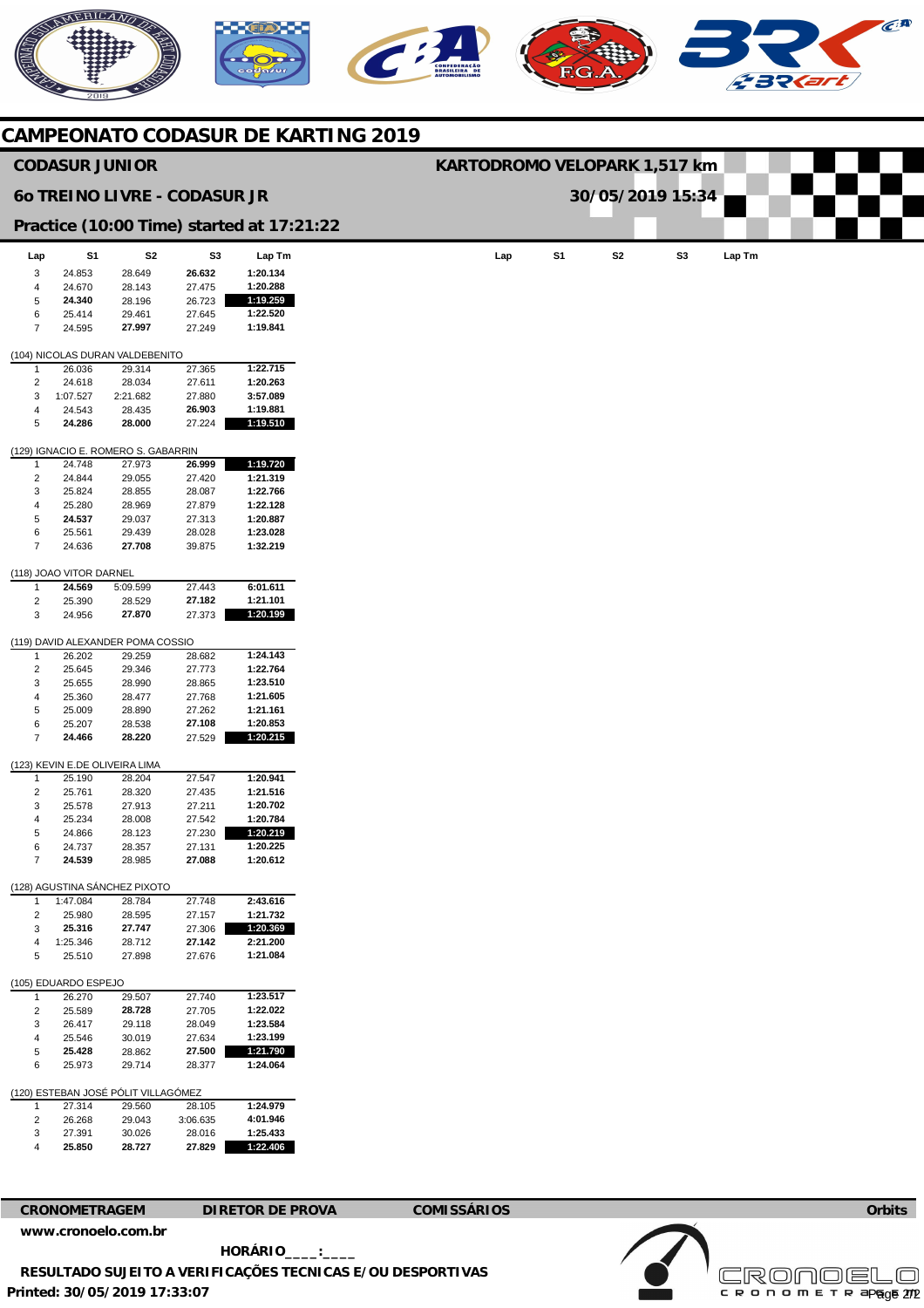# CAMPEONATO CODASUR DE KARTING 2019

## CODASUR JUNIOR

**KARTODROMO VELOPARK 1,517 km**

## 6o TREINO LIVRE - CODASUR JR

**30/05/2019 15:34**

## Practice (10:00 Time) started at 17:21:22

| Lap | S1 | S2 | S3 | Lap Tm |
|---|---|---|---|---|
| 3 | 24.853 | 28.649 | **26.632** | **1:20.134** |
| 4 | 24.670 | 28.143 | 27.475 | **1:20.288** |
| 5 | **24.340** | 28.196 | 26.723 | **1:19.259** |
| 6 | 25.414 | 29.461 | 27.645 | **1:22.520** |
| 7 | 24.595 | **27.997** | 27.249 | **1:19.841** |

(104) NICOLAS DURAN VALDEBENITO

| Lap | S1 | S2 | S3 | Lap Tm |
|---|---|---|---|---|
| 1 | 26.036 | 29.314 | 27.365 | **1:22.715** |
| 2 | 24.618 | 28.034 | 27.611 | **1:20.263** |
| 3 | 1:07.527 | 2:21.682 | 27.880 | **3:57.089** |
| 4 | 24.543 | 28.435 | **26.903** | **1:19.881** |
| 5 | **24.286** | **28.000** | 27.224 | **1:19.510** |

(129) IGNACIO E. ROMERO S. GABARRIN

| Lap | S1 | S2 | S3 | Lap Tm |
|---|---|---|---|---|
| 1 | 24.748 | 27.973 | **26.999** | **1:19.720** |
| 2 | 24.844 | 29.055 | 27.420 | **1:21.319** |
| 3 | 25.824 | 28.855 | 28.087 | **1:22.766** |
| 4 | 25.280 | 28.969 | 27.879 | **1:22.128** |
| 5 | **24.537** | 29.037 | 27.313 | **1:20.887** |
| 6 | 25.561 | 29.439 | 28.028 | **1:23.028** |
| 7 | 24.636 | **27.708** | 39.875 | **1:32.219** |

(118) JOAO VITOR DARNEL

| Lap | S1 | S2 | S3 | Lap Tm |
|---|---|---|---|---|
| 1 | **24.569** | 5:09.599 | 27.443 | **6:01.611** |
| 2 | 25.390 | 28.529 | **27.182** | **1:21.101** |
| 3 | 24.956 | **27.870** | 27.373 | **1:20.199** |

(119) DAVID ALEXANDER POMA COSSIO

| Lap | S1 | S2 | S3 | Lap Tm |
|---|---|---|---|---|
| 1 | 26.202 | 29.259 | 28.682 | **1:24.143** |
| 2 | 25.645 | 29.346 | 27.773 | **1:22.764** |
| 3 | 25.655 | 28.990 | 28.865 | **1:23.510** |
| 4 | 25.360 | 28.477 | 27.768 | **1:21.605** |
| 5 | 25.009 | 28.890 | 27.262 | **1:21.161** |
| 6 | 25.207 | 28.538 | **27.108** | **1:20.853** |
| 7 | **24.466** | **28.220** | 27.529 | **1:20.215** |

(123) KEVIN E.DE OLIVEIRA LIMA

| Lap | S1 | S2 | S3 | Lap Tm |
|---|---|---|---|---|
| 1 | 25.190 | 28.204 | 27.547 | **1:20.941** |
| 2 | 25.761 | 28.320 | 27.435 | **1:21.516** |
| 3 | 25.578 | 27.913 | 27.211 | **1:20.702** |
| 4 | 25.234 | 28.008 | 27.542 | **1:20.784** |
| 5 | 24.866 | 28.123 | 27.230 | **1:20.219** |
| 6 | 24.737 | 28.357 | 27.131 | **1:20.225** |
| 7 | **24.539** | 28.985 | **27.088** | **1:20.612** |

(128) AGUSTINA SÁNCHEZ PIXOTO

| Lap | S1 | S2 | S3 | Lap Tm |
|---|---|---|---|---|
| 1 | 1:47.084 | 28.784 | 27.748 | **2:43.616** |
| 2 | 25.980 | 28.595 | 27.157 | **1:21.732** |
| 3 | **25.316** | **27.747** | 27.306 | **1:20.369** |
| 4 | 1:25.346 | 28.712 | **27.142** | **2:21.200** |
| 5 | 25.510 | 27.898 | 27.676 | **1:21.084** |

(105) EDUARDO ESPEJO

| Lap | S1 | S2 | S3 | Lap Tm |
|---|---|---|---|---|
| 1 | 26.270 | 29.507 | 27.740 | **1:23.517** |
| 2 | 25.589 | **28.728** | 27.705 | **1:22.022** |
| 3 | 26.417 | 29.118 | 28.049 | **1:23.584** |
| 4 | 25.546 | 30.019 | 27.634 | **1:23.199** |
| 5 | **25.428** | 28.862 | **27.500** | **1:21.790** |
| 6 | 25.973 | 29.714 | 28.377 | **1:24.064** |

(120) ESTEBAN JOSÉ PÓLIT VILLAGÓMEZ

| Lap | S1 | S2 | S3 | Lap Tm |
|---|---|---|---|---|
| 1 | 27.314 | 29.560 | 28.105 | **1:24.979** |
| 2 | 26.268 | 29.043 | 3:06.635 | **4:01.946** |
| 3 | 27.391 | 30.026 | 28.016 | **1:25.433** |
| 4 | **25.850** | **28.727** | **27.829** | **1:22.406** |

**CRONOMETRAGEM** **DIRETOR DE PROVA** **COMISSÁRIOS** **Orbits**

**www.cronoelo.com.br**

**HORÁRIO____:____**

**RESULTADO SUJEITO A VERIFICAÇÕES TECNICAS E/OU DESPORTIVAS**

**Printed: 30/05/2019 17:33:07**

CRONOELO CRONOMETRAGEM